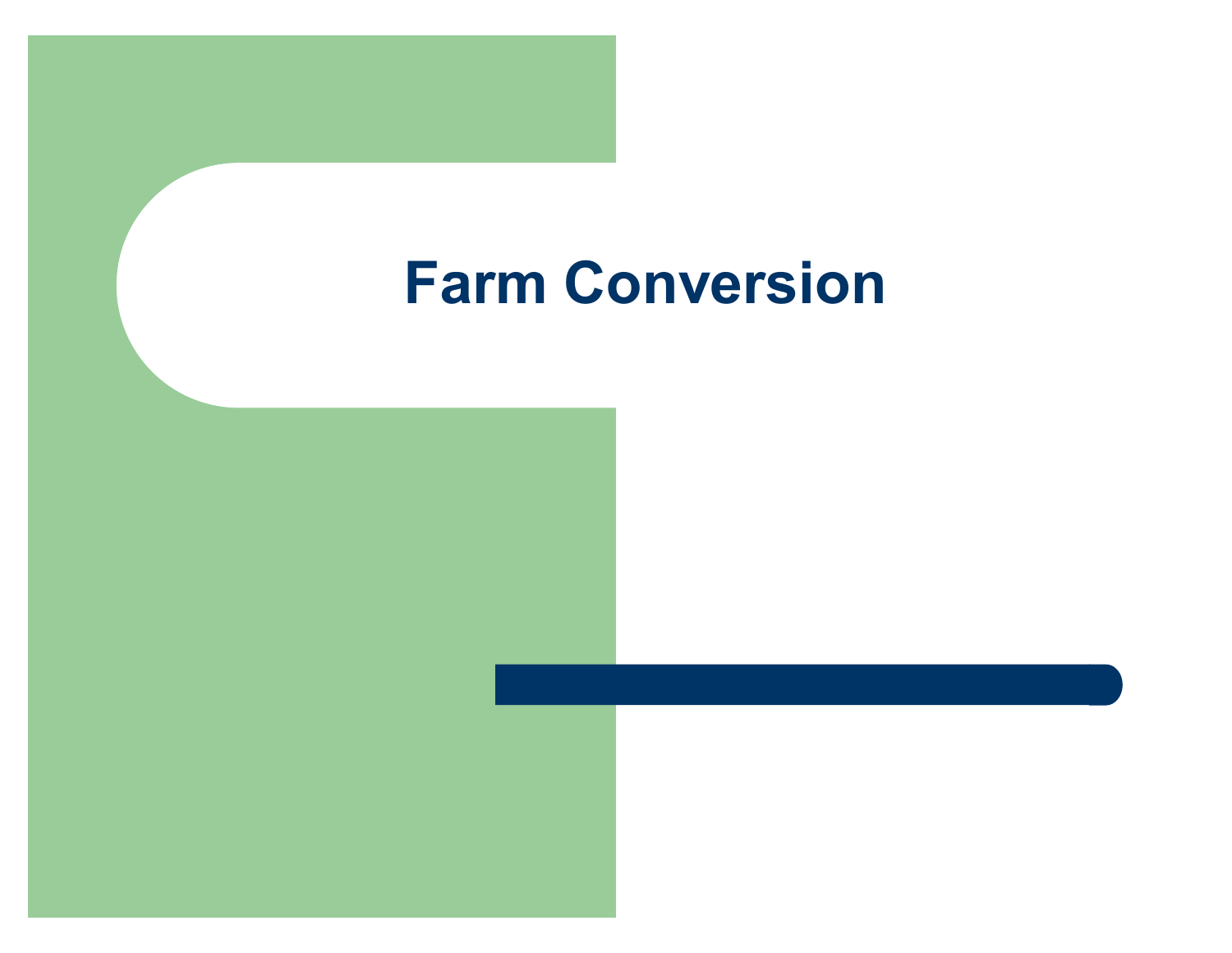# Farm Conversion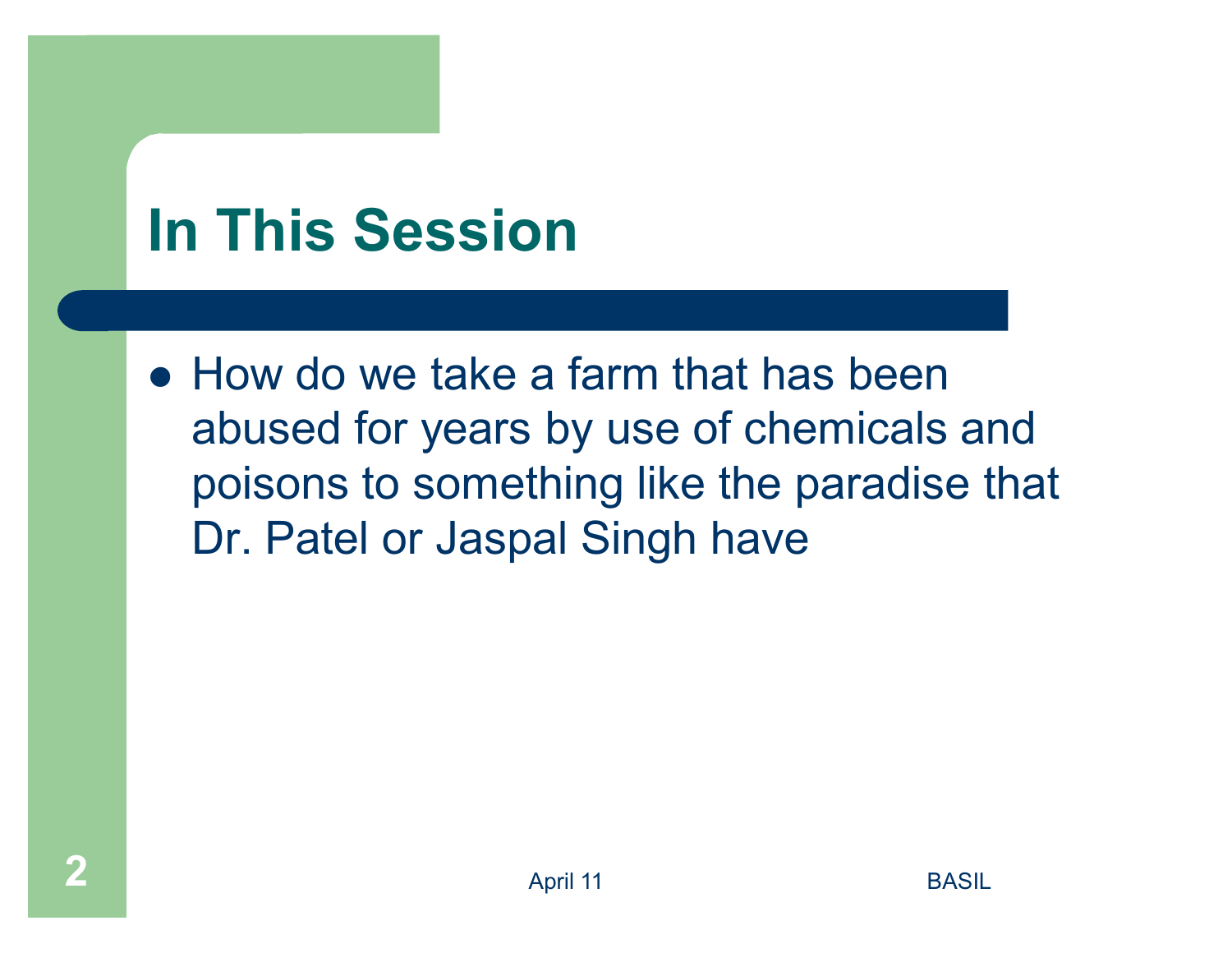# In This Session

- How do we take a farm that has been abused for years by use of chemicals and poisons to something like the paradise that Dr. Patel or Jaspal Singh have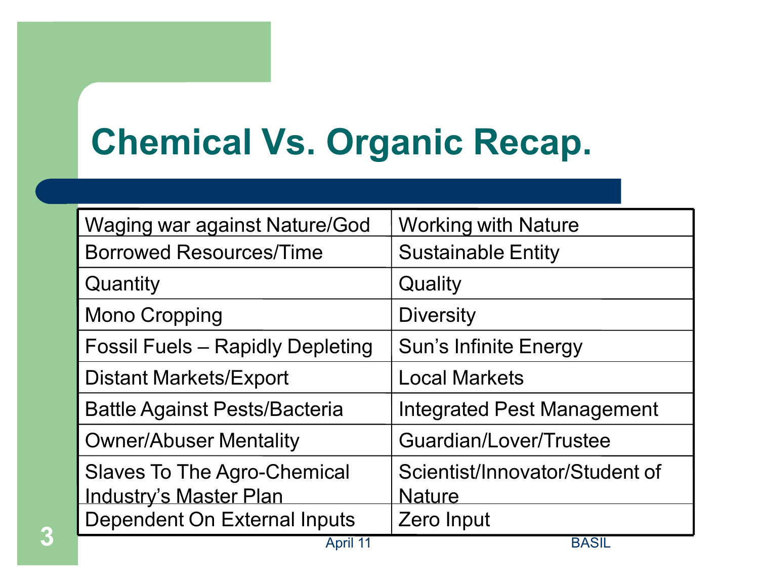# Chemical Vs. Organic Recap.

| | |
|---|---|
| Waging war against Nature/God | Working with Nature |
| Borrowed Resources/Time | Sustainable Entity |
| Quantity | Quality |
| Mono Cropping | Diversity |
| Fossil Fuels – Rapidly Depleting | Sun's Infinite Energy |
| Distant Markets/Export | Local Markets |
| Battle Against Pests/Bacteria | Integrated Pest Management |
| Owner/Abuser Mentality | Guardian/Lover/Trustee |
| Slaves To The Agro-Chemical Industry's Master Plan | Scientist/Innovator/Student of Nature |
| Dependent On External Inputs | Zero Input |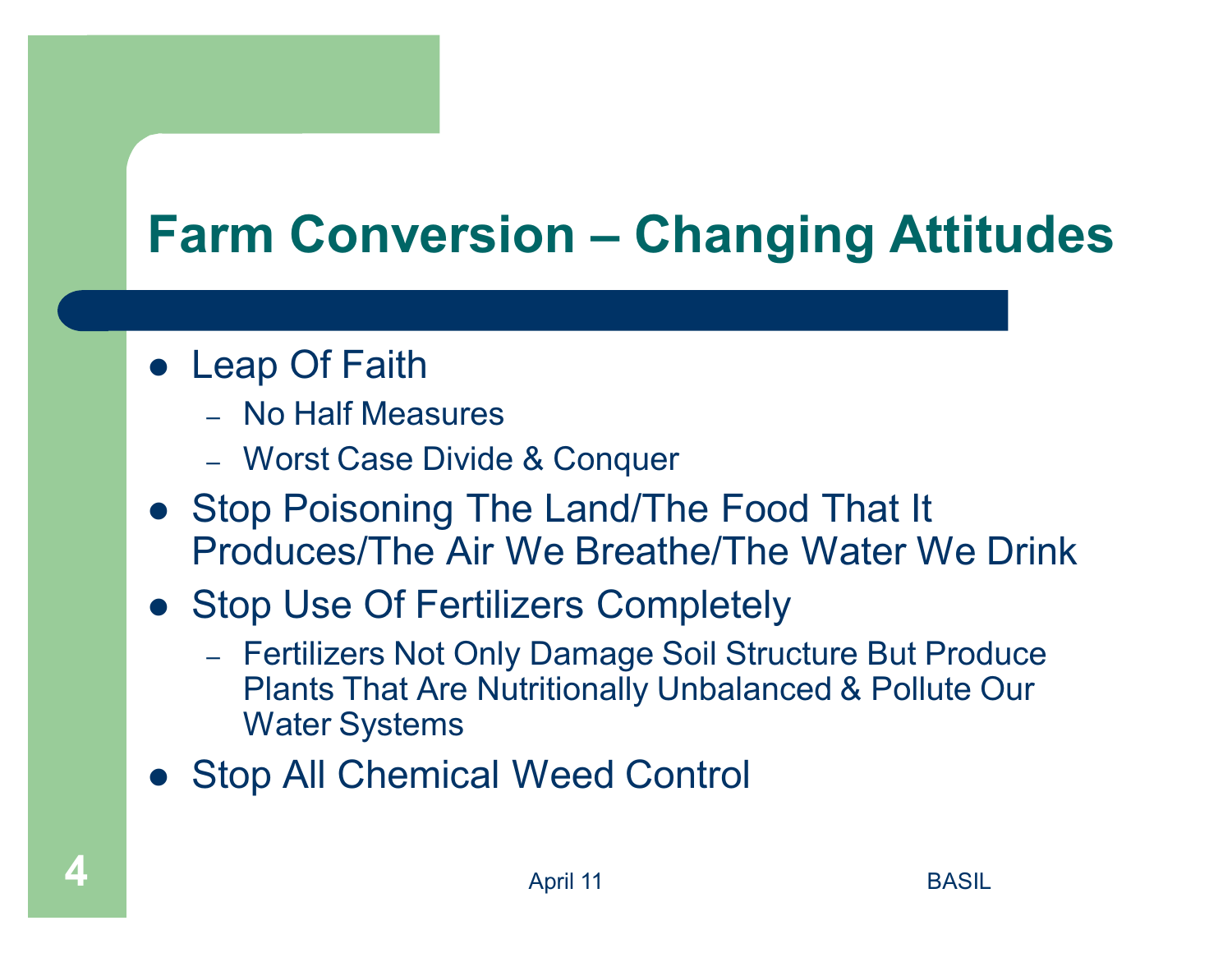# Farm Conversion – Changing Attitudes

- Leap Of Faith
  - No Half Measures
  - Worst Case Divide & Conquer
- Stop Poisoning The Land/The Food That It Produces/The Air We Breathe/The Water We Drink
- Stop Use Of Fertilizers Completely
  - Fertilizers Not Only Damage Soil Structure But Produce Plants That Are Nutritionally Unbalanced & Pollute Our Water Systems
- Stop All Chemical Weed Control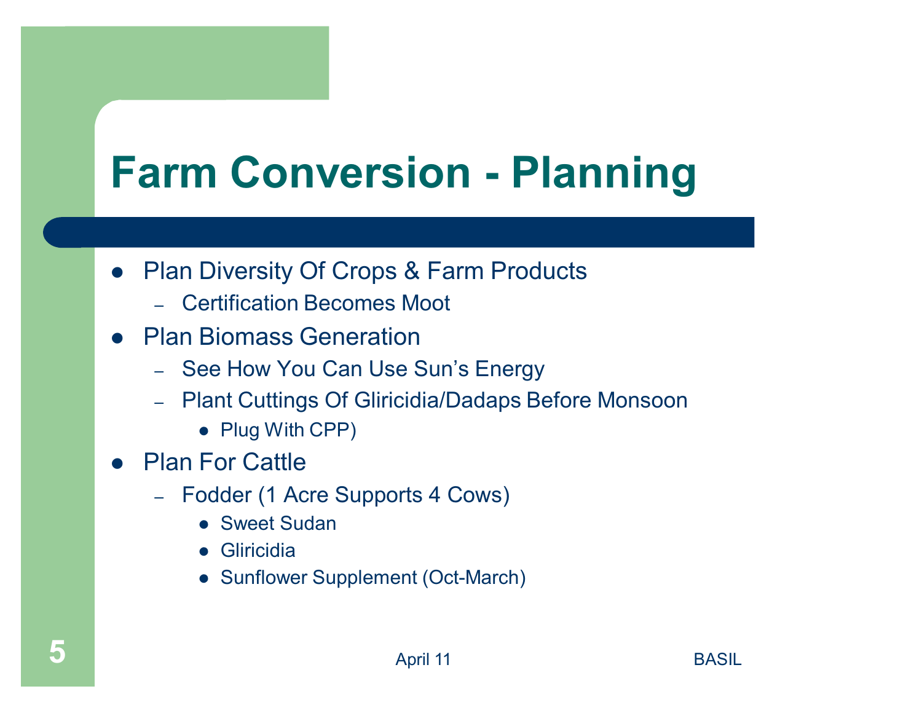# Farm Conversion - Planning

- Plan Diversity Of Crops & Farm Products
  - Certification Becomes Moot
- Plan Biomass Generation
  - See How You Can Use Sun's Energy
  - Plant Cuttings Of Gliricidia/Dadaps Before Monsoon
    - Plug With CPP)
- Plan For Cattle
  - Fodder (1 Acre Supports 4 Cows)
    - Sweet Sudan
    - Gliricidia
    - Sunflower Supplement (Oct-March)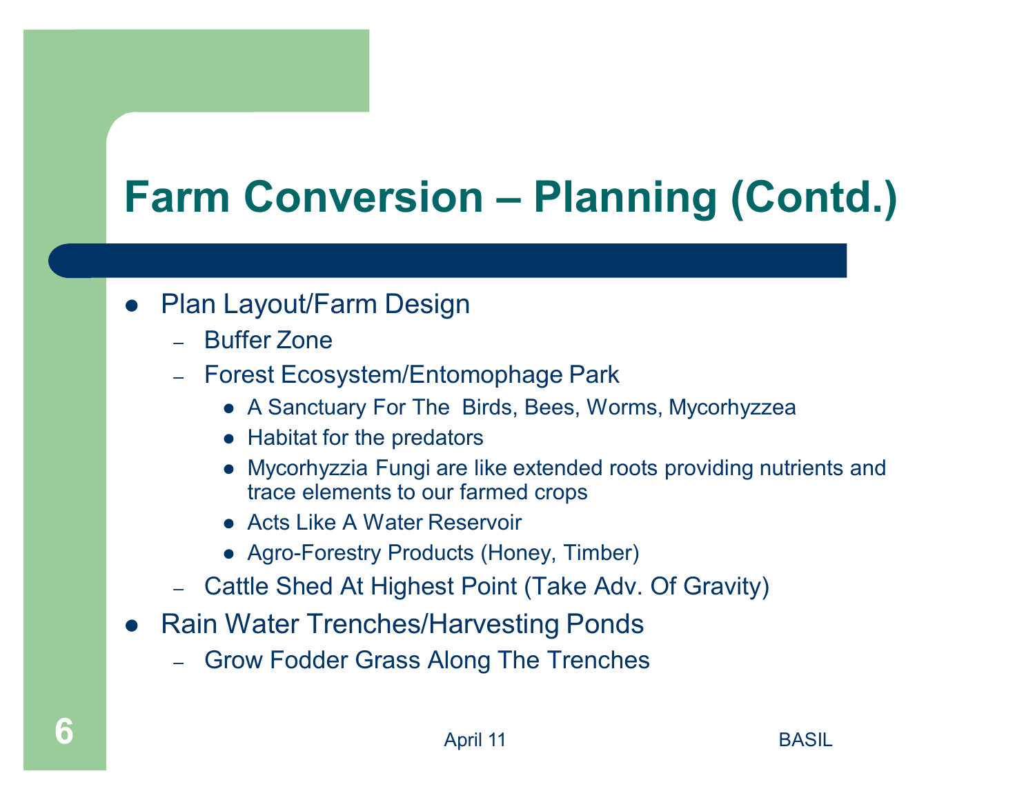# Farm Conversion – Planning (Contd.)

- Plan Layout/Farm Design
  - Buffer Zone
  - Forest Ecosystem/Entomophage Park
    - A Sanctuary For The Birds, Bees, Worms, Mycorhyzzea
    - Habitat for the predators
    - Mycorhyzzia Fungi are like extended roots providing nutrients and trace elements to our farmed crops
    - Acts Like A Water Reservoir
    - Agro-Forestry Products (Honey, Timber)
  - Cattle Shed At Highest Point (Take Adv. Of Gravity)
- Rain Water Trenches/Harvesting Ponds
  - Grow Fodder Grass Along The Trenches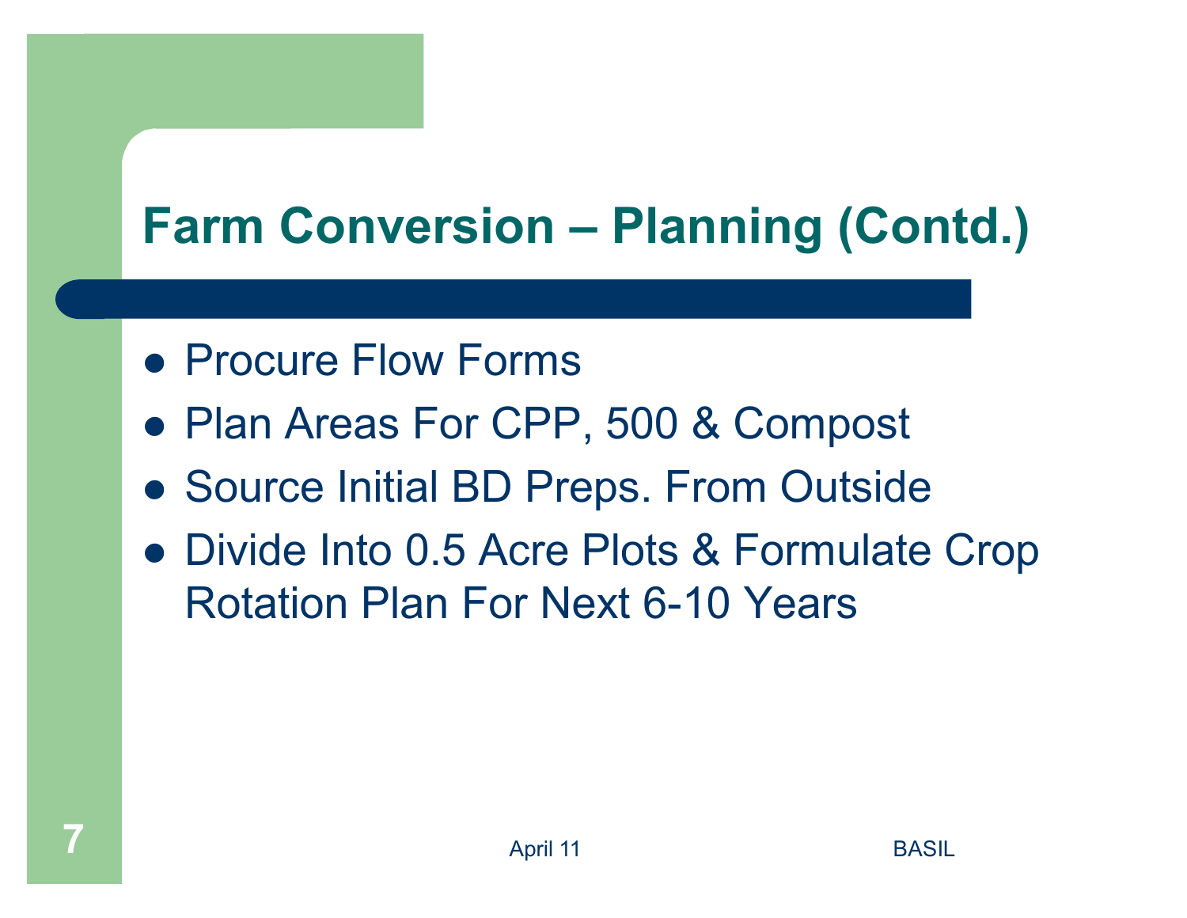# Farm Conversion – Planning (Contd.)

- Procure Flow Forms
- Plan Areas For CPP, 500 & Compost
- Source Initial BD Preps. From Outside
- Divide Into 0.5 Acre Plots & Formulate Crop Rotation Plan For Next 6-10 Years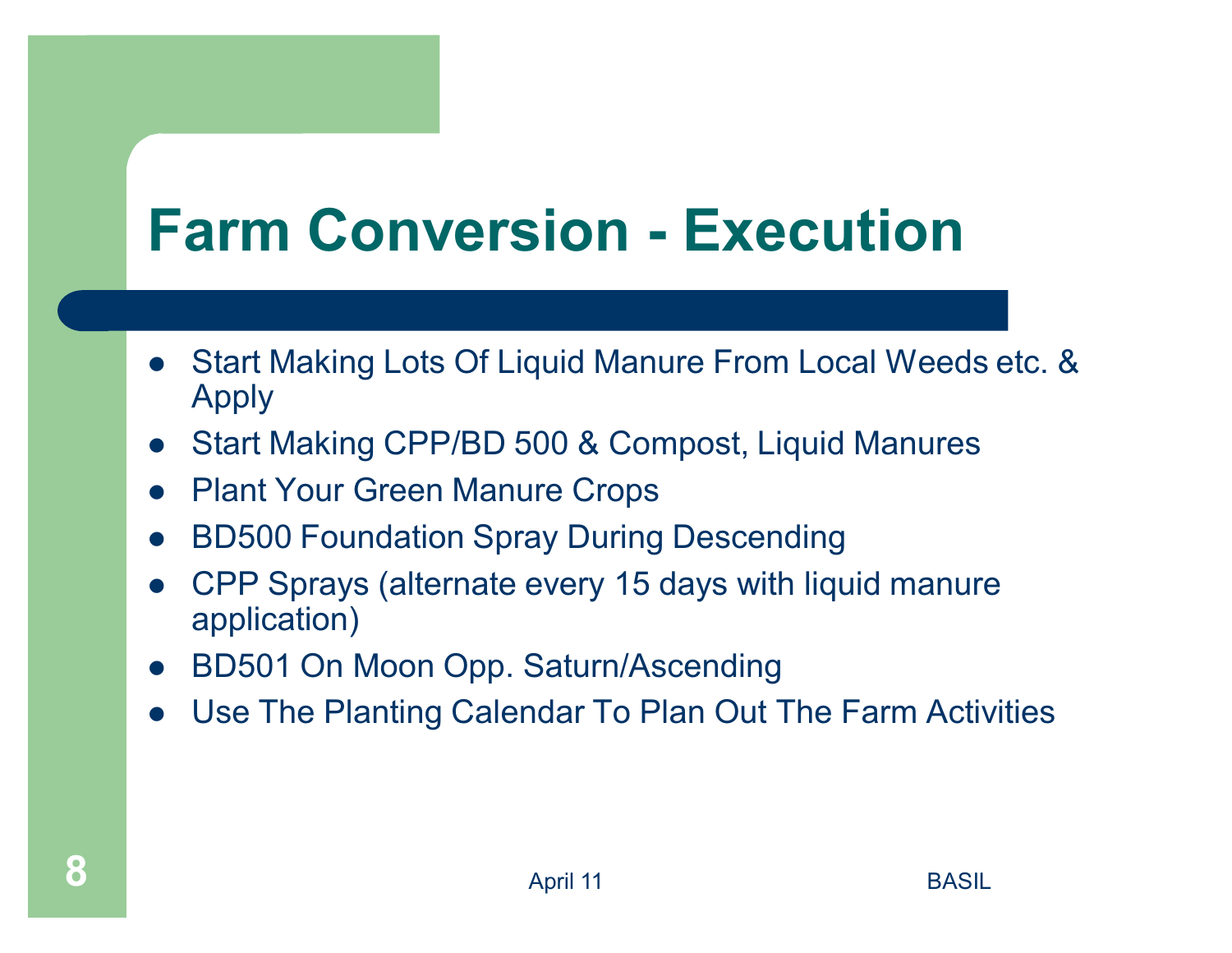# Farm Conversion - Execution

- Start Making Lots Of Liquid Manure From Local Weeds etc. & Apply
- Start Making CPP/BD 500 & Compost, Liquid Manures
- Plant Your Green Manure Crops
- BD500 Foundation Spray During Descending
- CPP Sprays (alternate every 15 days with liquid manure application)
- BD501 On Moon Opp. Saturn/Ascending
- Use The Planting Calendar To Plan Out The Farm Activities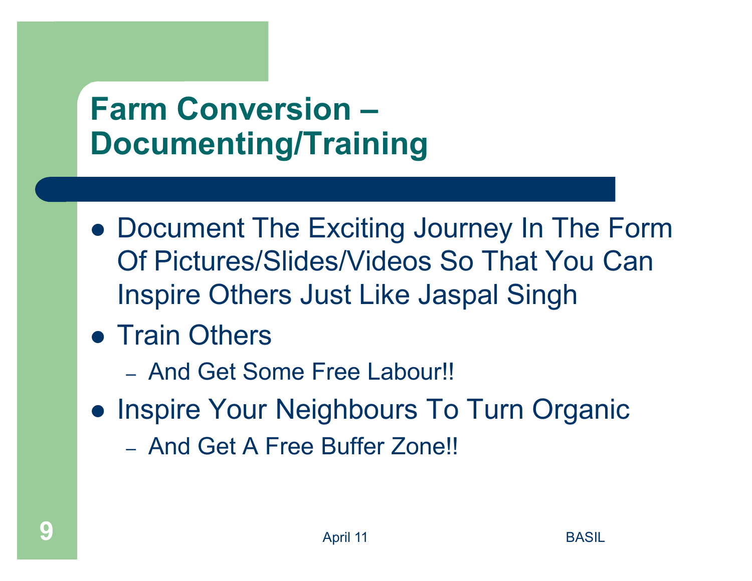# Farm Conversion – Documenting/Training

- Document The Exciting Journey In The Form Of Pictures/Slides/Videos So That You Can Inspire Others Just Like Jaspal Singh
- Train Others
  - And Get Some Free Labour!!
- Inspire Your Neighbours To Turn Organic
  - And Get A Free Buffer Zone!!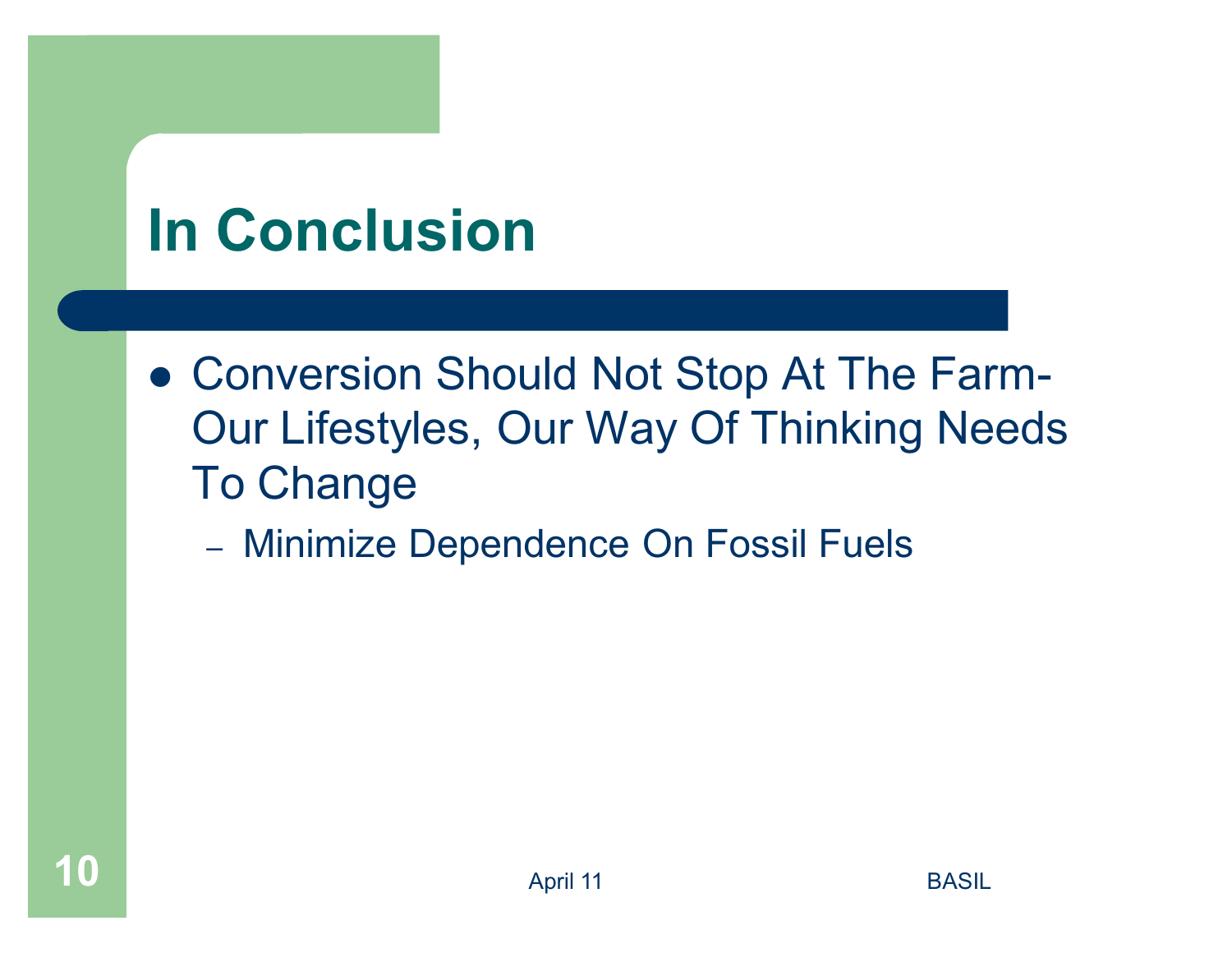# In Conclusion

- Conversion Should Not Stop At The Farm- Our Lifestyles, Our Way Of Thinking Needs To Change
  - Minimize Dependence On Fossil Fuels